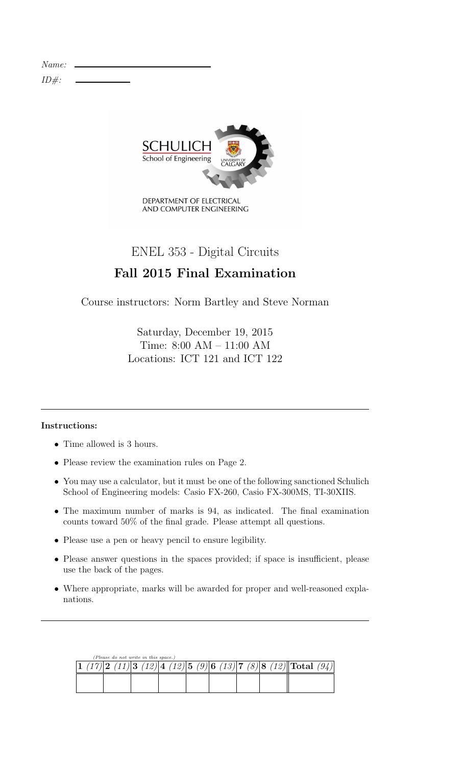*Name:* \_\_\_\_\_\_\_\_\_\_\_\_\_\_\_\_\_\_\_\_\_\_\_\_\_\_\_\_

*ID#:* \_\_\_\_\_\_\_\_\_\_

SCHULICH School of Engineering

UNIVERSITY OF CALGARY

DEPARTMENT OF ELECTRICAL AND COMPUTER ENGINEERING

# ENEL 353 - Digital Circuits

## Fall 2015 Final Examination

Course instructors: Norm Bartley and Steve Norman

Saturday, December 19, 2015
Time: 8:00 AM – 11:00 AM
Locations: ICT 121 and ICT 122

---

**Instructions:**

- Time allowed is 3 hours.
- Please review the examination rules on Page 2.
- You may use a calculator, but it must be one of the following sanctioned Schulich School of Engineering models: Casio FX-260, Casio FX-300MS, TI-30XIIS.
- The maximum number of marks is 94, as indicated. The final examination counts toward 50% of the final grade. Please attempt all questions.
- Please use a pen or heavy pencil to ensure legibility.
- Please answer questions in the spaces provided; if space is insufficient, please use the back of the pages.
- Where appropriate, marks will be awarded for proper and well-reasoned explanations.

---

*(Please do not write in this space.)*

| **1** *(17)* | **2** *(11)* | **3** *(12)* | **4** *(12)* | **5** *(9)* | **6** *(13)* | **7** *(8)* | **8** *(12)* | **Total** *(94)* |
|---|---|---|---|---|---|---|---|---|
| | | | | | | | | |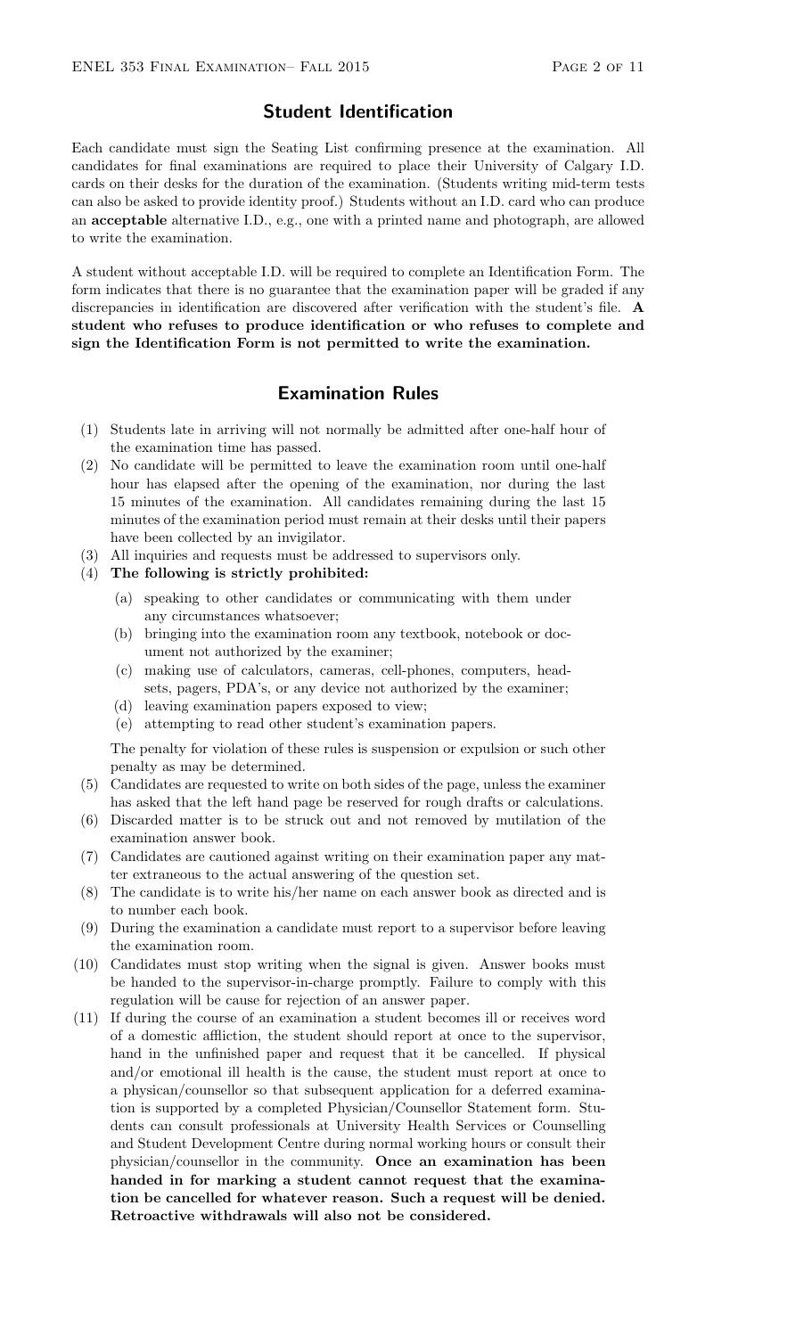## Student Identification

Each candidate must sign the Seating List confirming presence at the examination. All candidates for final examinations are required to place their University of Calgary I.D. cards on their desks for the duration of the examination. (Students writing mid-term tests can also be asked to provide identity proof.) Students without an I.D. card who can produce an **acceptable** alternative I.D., e.g., one with a printed name and photograph, are allowed to write the examination.

A student without acceptable I.D. will be required to complete an Identification Form. The form indicates that there is no guarantee that the examination paper will be graded if any discrepancies in identification are discovered after verification with the student's file. **A student who refuses to produce identification or who refuses to complete and sign the Identification Form is not permitted to write the examination.**

## Examination Rules

(1) Students late in arriving will not normally be admitted after one-half hour of the examination time has passed.

(2) No candidate will be permitted to leave the examination room until one-half hour has elapsed after the opening of the examination, nor during the last 15 minutes of the examination. All candidates remaining during the last 15 minutes of the examination period must remain at their desks until their papers have been collected by an invigilator.

(3) All inquiries and requests must be addressed to supervisors only.

(4) **The following is strictly prohibited:**

   (a) speaking to other candidates or communicating with them under any circumstances whatsoever;

   (b) bringing into the examination room any textbook, notebook or document not authorized by the examiner;

   (c) making use of calculators, cameras, cell-phones, computers, headsets, pagers, PDA's, or any device not authorized by the examiner;

   (d) leaving examination papers exposed to view;

   (e) attempting to read other student's examination papers.

   The penalty for violation of these rules is suspension or expulsion or such other penalty as may be determined.

(5) Candidates are requested to write on both sides of the page, unless the examiner has asked that the left hand page be reserved for rough drafts or calculations.

(6) Discarded matter is to be struck out and not removed by mutilation of the examination answer book.

(7) Candidates are cautioned against writing on their examination paper any matter extraneous to the actual answering of the question set.

(8) The candidate is to write his/her name on each answer book as directed and is to number each book.

(9) During the examination a candidate must report to a supervisor before leaving the examination room.

(10) Candidates must stop writing when the signal is given. Answer books must be handed to the supervisor-in-charge promptly. Failure to comply with this regulation will be cause for rejection of an answer paper.

(11) If during the course of an examination a student becomes ill or receives word of a domestic affliction, the student should report at once to the supervisor, hand in the unfinished paper and request that it be cancelled. If physical and/or emotional ill health is the cause, the student must report at once to a physican/counsellor so that subsequent application for a deferred examination is supported by a completed Physician/Counsellor Statement form. Students can consult professionals at University Health Services or Counselling and Student Development Centre during normal working hours or consult their physician/counsellor in the community. **Once an examination has been handed in for marking a student cannot request that the examination be cancelled for whatever reason. Such a request will be denied. Retroactive withdrawals will also not be considered.**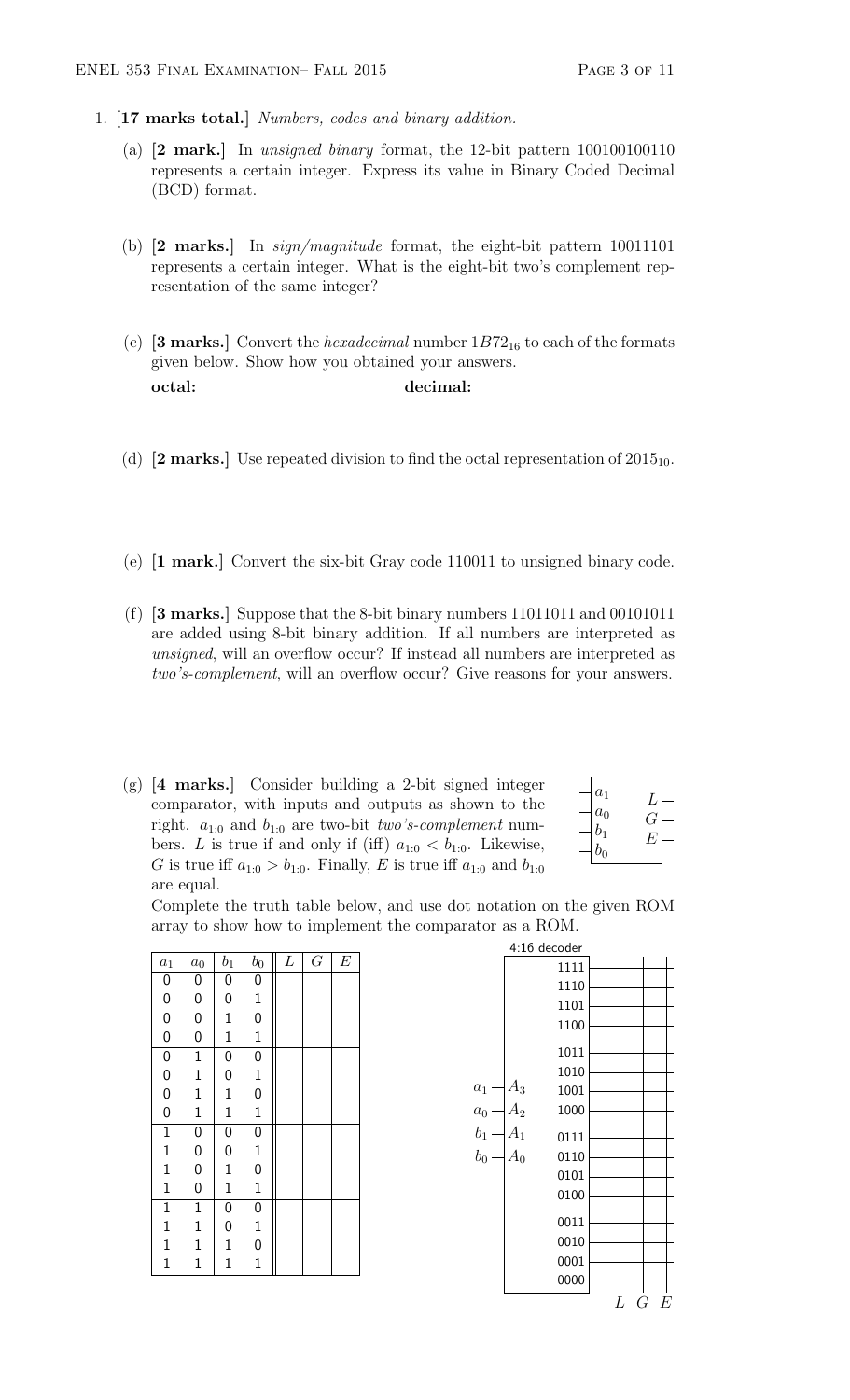1. **[17 marks total.]** *Numbers, codes and binary addition.*

   (a) **[2 mark.]** In *unsigned binary* format, the 12-bit pattern 100100100110 represents a certain integer. Express its value in Binary Coded Decimal (BCD) format.

   (b) **[2 marks.]** In *sign/magnitude* format, the eight-bit pattern 10011101 represents a certain integer. What is the eight-bit two's complement representation of the same integer?

   (c) **[3 marks.]** Convert the *hexadecimal* number $1B72_{16}$ to each of the formats given below. Show how you obtained your answers.

   **octal:** **decimal:**

   (d) **[2 marks.]** Use repeated division to find the octal representation of $2015_{10}$.

   (e) **[1 mark.]** Convert the six-bit Gray code 110011 to unsigned binary code.

   (f) **[3 marks.]** Suppose that the 8-bit binary numbers 11011011 and 00101011 are added using 8-bit binary addition. If all numbers are interpreted as *unsigned*, will an overflow occur? If instead all numbers are interpreted as *two's-complement*, will an overflow occur? Give reasons for your answers.

   (g) **[4 marks.]** Consider building a 2-bit signed integer comparator, with inputs and outputs as shown to the right. $a_{1:0}$ and $b_{1:0}$ are two-bit *two's-complement* numbers. $L$ is true if and only if (iff) $a_{1:0} < b_{1:0}$. Likewise, $G$ is true iff $a_{1:0} > b_{1:0}$. Finally, $E$ is true iff $a_{1:0}$ and $b_{1:0}$ are equal.

   Inputs: $a_1$, $a_0$, $b_1$, $b_0$. Outputs: $L$, $G$, $E$.

   Complete the truth table below, and use dot notation on the given ROM array to show how to implement the comparator as a ROM.

| $a_1$ | $a_0$ | $b_1$ | $b_0$ | $L$ | $G$ | $E$ |
|---|---|---|---|---|---|---|
| 0 | 0 | 0 | 0 | | | |
| 0 | 0 | 0 | 1 | | | |
| 0 | 0 | 1 | 0 | | | |
| 0 | 0 | 1 | 1 | | | |
| 0 | 1 | 0 | 0 | | | |
| 0 | 1 | 0 | 1 | | | |
| 0 | 1 | 1 | 0 | | | |
| 0 | 1 | 1 | 1 | | | |
| 1 | 0 | 0 | 0 | | | |
| 1 | 0 | 0 | 1 | | | |
| 1 | 0 | 1 | 0 | | | |
| 1 | 0 | 1 | 1 | | | |
| 1 | 1 | 0 | 0 | | | |
| 1 | 1 | 0 | 1 | | | |
| 1 | 1 | 1 | 0 | | | |
| 1 | 1 | 1 | 1 | | | |

4:16 decoder

Inputs: $a_1$ — $A_3$, $a_0$ — $A_2$, $b_1$ — $A_1$, $b_0$ — $A_0$

Decoder outputs: 1111, 1110, 1101, 1100, 1011, 1010, 1001, 1000, 0111, 0110, 0101, 0100, 0011, 0010, 0001, 0000

ROM output columns: $L$ $G$ $E$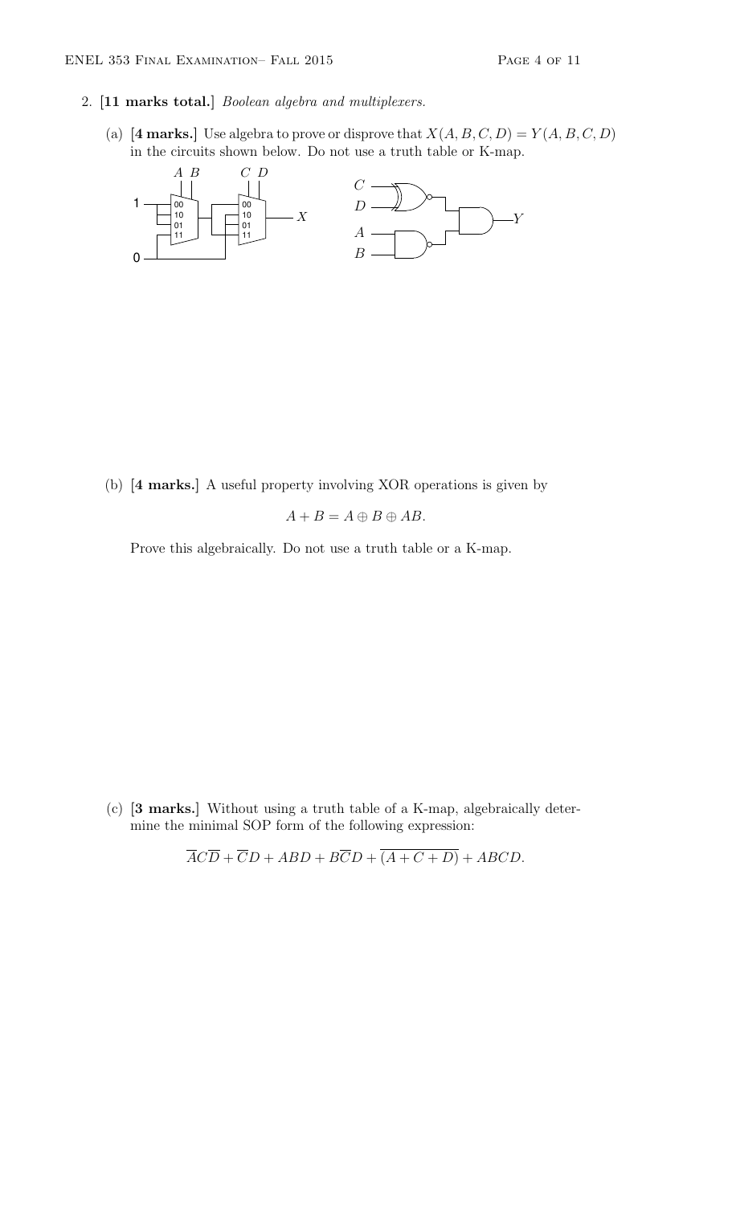2. **[11 marks total.]** *Boolean algebra and multiplexers.*

   (a) **[4 marks.]** Use algebra to prove or disprove that $X(A, B, C, D) = Y(A, B, C, D)$ in the circuits shown below. Do not use a truth table or K-map.

   (b) **[4 marks.]** A useful property involving XOR operations is given by

   $$A + B = A \oplus B \oplus AB.$$

   Prove this algebraically. Do not use a truth table or a K-map.

   (c) **[3 marks.]** Without using a truth table of a K-map, algebraically determine the minimal SOP form of the following expression:

   $$\overline{A}C\overline{D} + \overline{C}D + ABD + B\overline{C}D + \overline{(A + C + D)} + ABCD.$$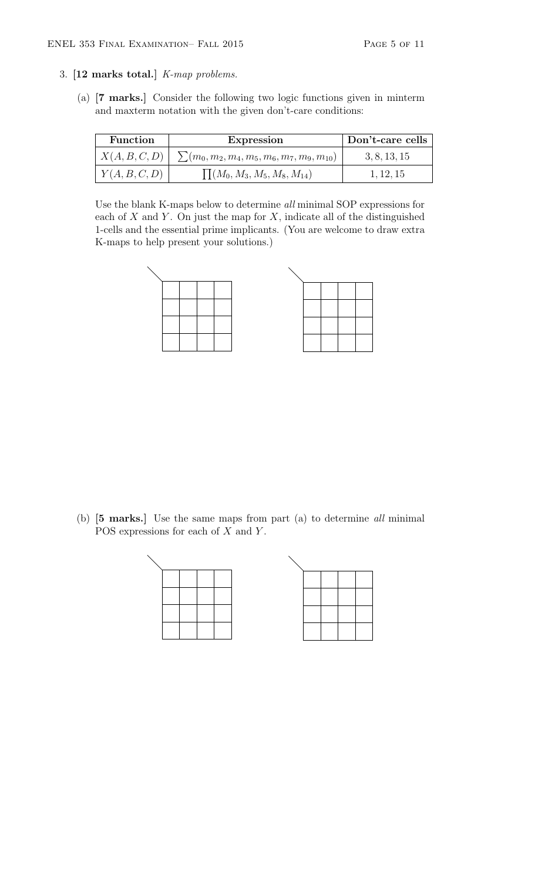3. **[12 marks total.]** *K-map problems.*

   (a) **[7 marks.]** Consider the following two logic functions given in minterm and maxterm notation with the given don't-care conditions:

| Function | Expression | Don't-care cells |
|---|---|---|
| $X(A, B, C, D)$ | $\sum(m_0, m_2, m_4, m_5, m_6, m_7, m_9, m_{10})$ | 3, 8, 13, 15 |
| $Y(A, B, C, D)$ | $\prod(M_0, M_3, M_5, M_8, M_{14})$ | 1, 12, 15 |

   Use the blank K-maps below to determine *all* minimal SOP expressions for each of $X$ and $Y$. On just the map for $X$, indicate all of the distinguished 1-cells and the essential prime implicants. (You are welcome to draw extra K-maps to help present your solutions.)

   (b) **[5 marks.]** Use the same maps from part (a) to determine *all* minimal POS expressions for each of $X$ and $Y$.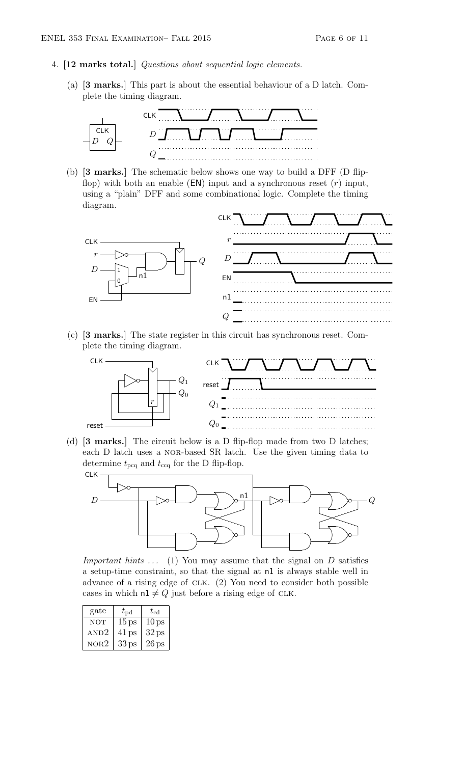4. **[12 marks total.]** *Questions about sequential logic elements.*

   (a) **[3 marks.]** This part is about the essential behaviour of a D latch. Complete the timing diagram.

   (b) **[3 marks.]** The schematic below shows one way to build a DFF (D flip-flop) with both an enable (EN) input and a synchronous reset ($r$) input, using a "plain" DFF and some combinational logic. Complete the timing diagram.

   (c) **[3 marks.]** The state register in this circuit has synchronous reset. Complete the timing diagram.

   (d) **[3 marks.]** The circuit below is a D flip-flop made from two D latches; each D latch uses a NOR-based SR latch. Use the given timing data to determine $t_{pcq}$ and $t_{ccq}$ for the D flip-flop.

   *Important hints . . .* (1) You may assume that the signal on $D$ satisfies a setup-time constraint, so that the signal at n1 is always stable well in advance of a rising edge of CLK. (2) You need to consider both possible cases in which n1 $\neq Q$ just before a rising edge of CLK.

| gate | $t_{pd}$ | $t_{cd}$ |
|---|---|---|
| NOT | 15 ps | 10 ps |
| AND2 | 41 ps | 32 ps |
| NOR2 | 33 ps | 26 ps |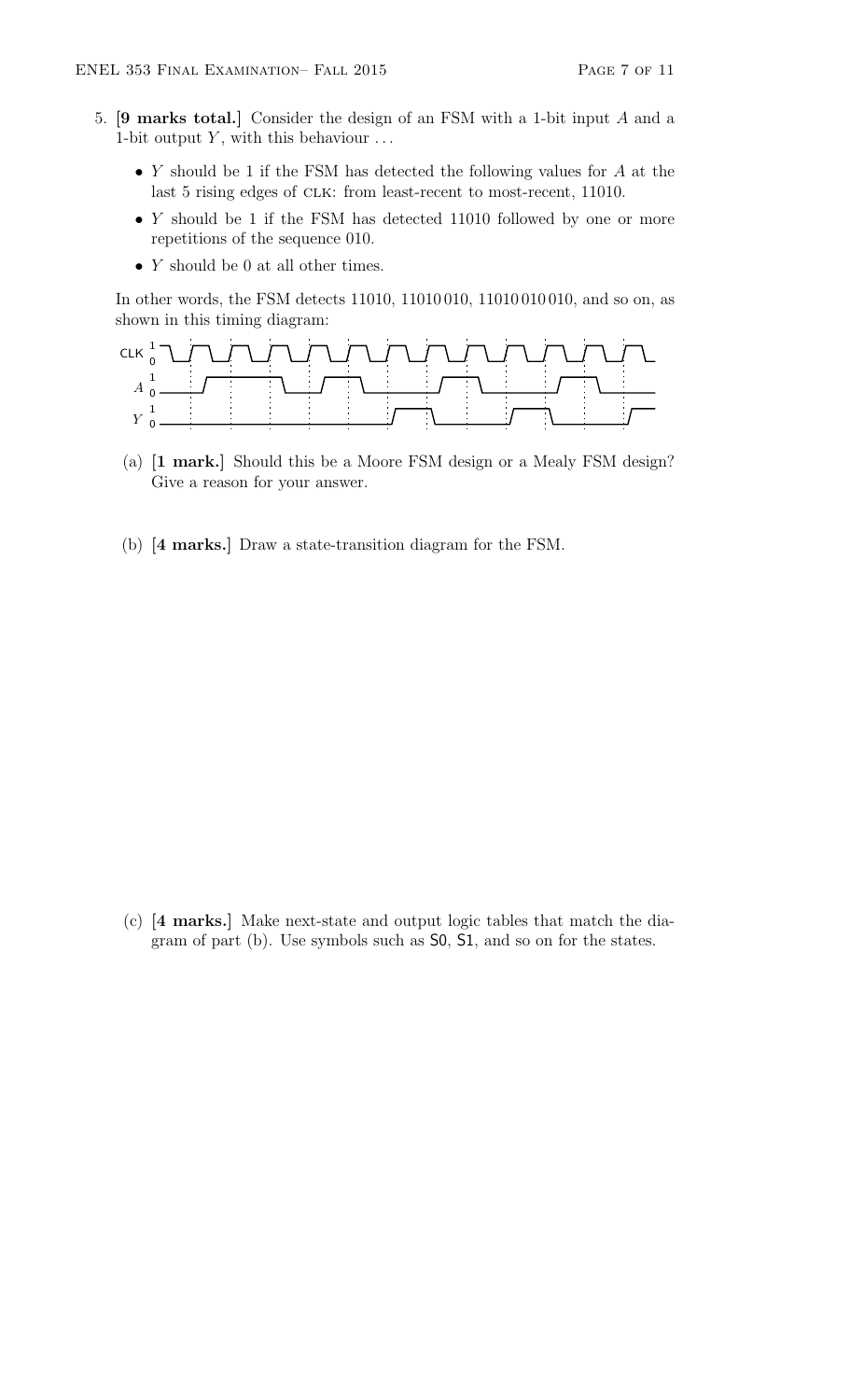5. **[9 marks total.]** Consider the design of an FSM with a 1-bit input $A$ and a 1-bit output $Y$, with this behaviour ...

   - $Y$ should be 1 if the FSM has detected the following values for $A$ at the last 5 rising edges of CLK: from least-recent to most-recent, 11010.
   - $Y$ should be 1 if the FSM has detected 11010 followed by one or more repetitions of the sequence 010.
   - $Y$ should be 0 at all other times.

   In other words, the FSM detects 11010, 11010 010, 11010 010 010, and so on, as shown in this timing diagram:

   (a) **[1 mark.]** Should this be a Moore FSM design or a Mealy FSM design? Give a reason for your answer.

   (b) **[4 marks.]** Draw a state-transition diagram for the FSM.

   (c) **[4 marks.]** Make next-state and output logic tables that match the diagram of part (b). Use symbols such as S0, S1, and so on for the states.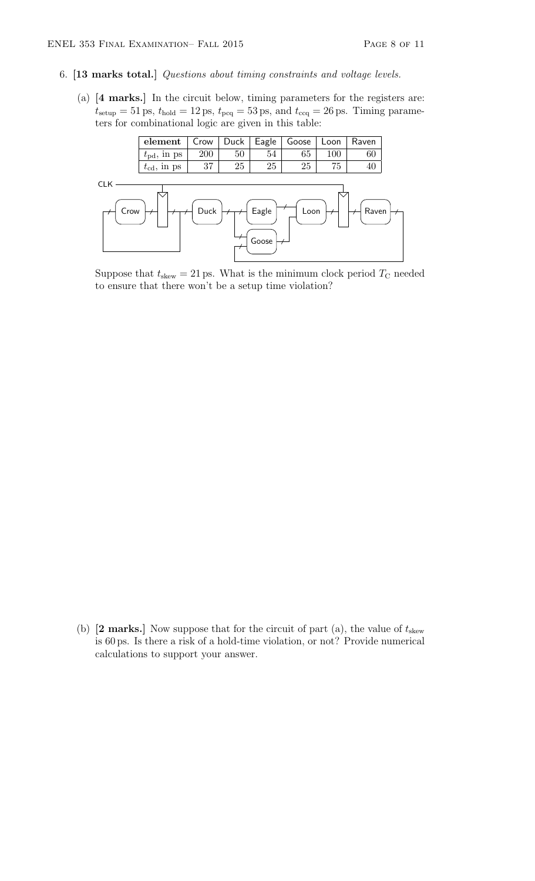6. **[13 marks total.]** *Questions about timing constraints and voltage levels.*

   (a) **[4 marks.]** In the circuit below, timing parameters for the registers are: $t_{\text{setup}} = 51\,\text{ps}$, $t_{\text{hold}} = 12\,\text{ps}$, $t_{\text{pcq}} = 53\,\text{ps}$, and $t_{\text{ccq}} = 26\,\text{ps}$. Timing parameters for combinational logic are given in this table:

| element | Crow | Duck | Eagle | Goose | Loon | Raven |
|---|---|---|---|---|---|---|
| $t_{\text{pd}}$, in ps | 200 | 50 | 54 | 65 | 100 | 60 |
| $t_{\text{cd}}$, in ps | 37 | 25 | 25 | 25 | 75 | 40 |

   Suppose that $t_{\text{skew}} = 21\,\text{ps}$. What is the minimum clock period $T_{\text{C}}$ needed to ensure that there won't be a setup time violation?

   (b) **[2 marks.]** Now suppose that for the circuit of part (a), the value of $t_{\text{skew}}$ is 60 ps. Is there a risk of a hold-time violation, or not? Provide numerical calculations to support your answer.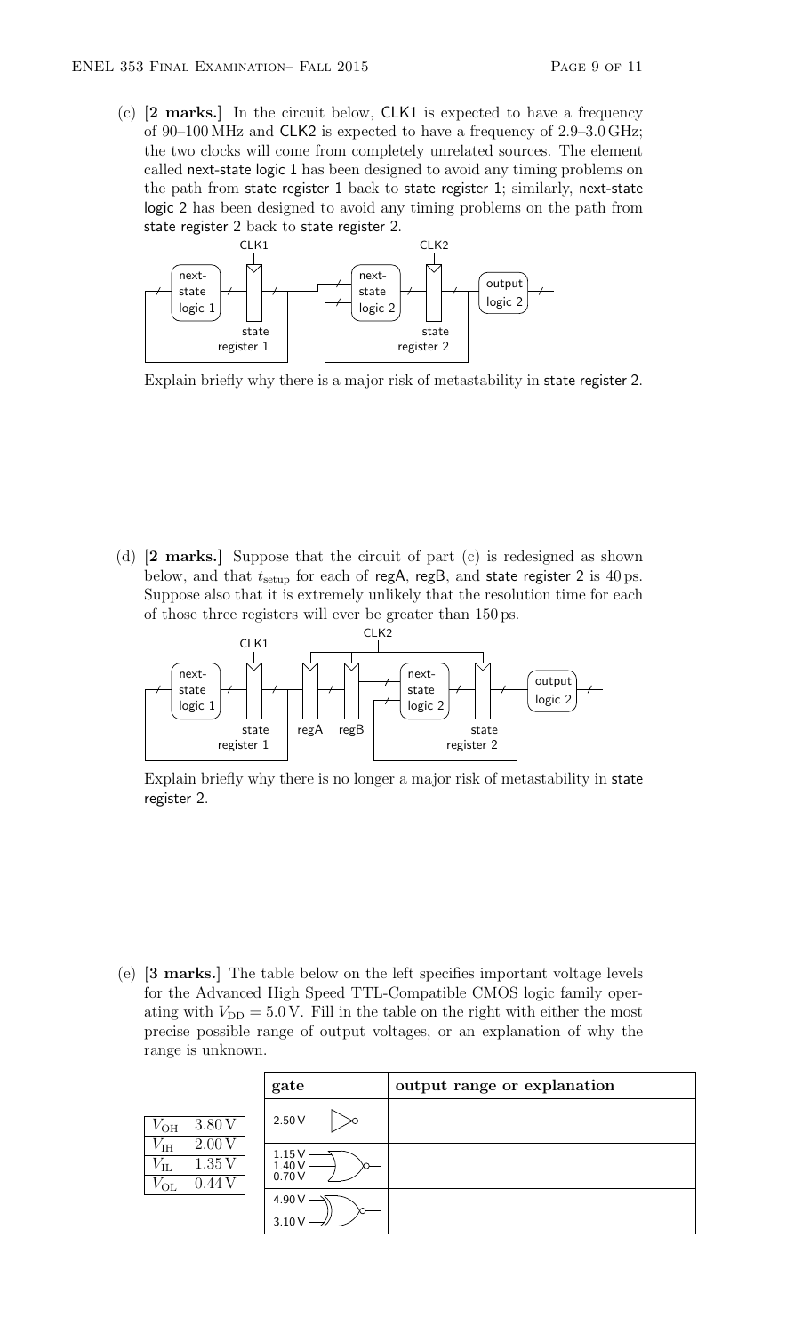(c) **[2 marks.]** In the circuit below, CLK1 is expected to have a frequency of 90–100 MHz and CLK2 is expected to have a frequency of 2.9–3.0 GHz; the two clocks will come from completely unrelated sources. The element called next-state logic 1 has been designed to avoid any timing problems on the path from state register 1 back to state register 1; similarly, next-state logic 2 has been designed to avoid any timing problems on the path from state register 2 back to state register 2.

Explain briefly why there is a major risk of metastability in state register 2.

(d) **[2 marks.]** Suppose that the circuit of part (c) is redesigned as shown below, and that $t_{\text{setup}}$ for each of regA, regB, and state register 2 is 40 ps. Suppose also that it is extremely unlikely that the resolution time for each of those three registers will ever be greater than 150 ps.

Explain briefly why there is no longer a major risk of metastability in state register 2.

(e) **[3 marks.]** The table below on the left specifies important voltage levels for the Advanced High Speed TTL-Compatible CMOS logic family operating with $V_{\text{DD}} = 5.0\,\text{V}$. Fill in the table on the right with either the most precise possible range of output voltages, or an explanation of why the range is unknown.

| | |
|---|---|
| $V_{\text{OH}}$ | 3.80 V |
| $V_{\text{IH}}$ | 2.00 V |
| $V_{\text{IL}}$ | 1.35 V |
| $V_{\text{OL}}$ | 0.44 V |

| gate | output range or explanation |
|---|---|
| 2.50 V → inverter | |
| 1.15 V, 1.40 V, 0.70 V → 3-input NOR | |
| 4.90 V, 3.10 V → XNOR | |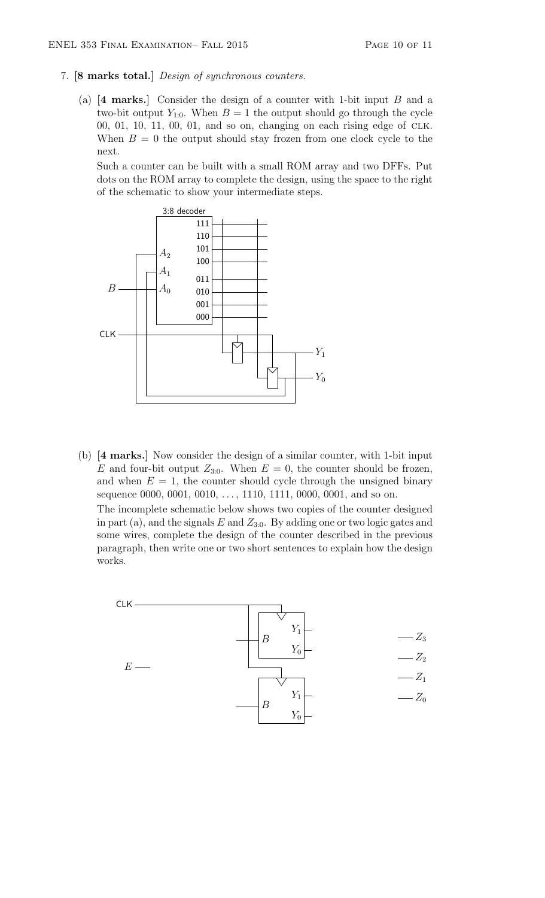7. **[8 marks total.]** *Design of synchronous counters.*

   (a) **[4 marks.]** Consider the design of a counter with 1-bit input $B$ and a two-bit output $Y_{1:0}$. When $B = 1$ the output should go through the cycle 00, 01, 10, 11, 00, 01, and so on, changing on each rising edge of CLK. When $B = 0$ the output should stay frozen from one clock cycle to the next.

   Such a counter can be built with a small ROM array and two DFFs. Put dots on the ROM array to complete the design, using the space to the right of the schematic to show your intermediate steps.

   (b) **[4 marks.]** Now consider the design of a similar counter, with 1-bit input $E$ and four-bit output $Z_{3:0}$. When $E = 0$, the counter should be frozen, and when $E = 1$, the counter should cycle through the unsigned binary sequence 0000, 0001, 0010, ..., 1110, 1111, 0000, 0001, and so on.

   The incomplete schematic below shows two copies of the counter designed in part (a), and the signals $E$ and $Z_{3:0}$. By adding one or two logic gates and some wires, complete the design of the counter described in the previous paragraph, then write one or two short sentences to explain how the design works.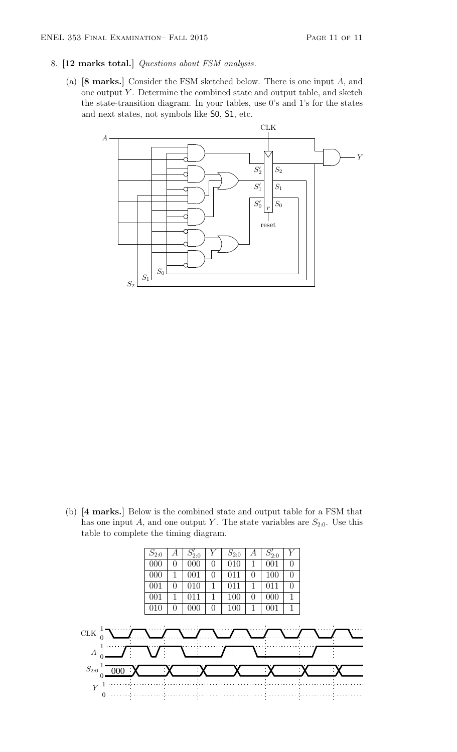8. **[12 marks total.]** *Questions about FSM analysis.*

   (a) **[8 marks.]** Consider the FSM sketched below. There is one input $A$, and one output $Y$. Determine the combined state and output table, and sketch the state-transition diagram. In your tables, use 0's and 1's for the states and next states, not symbols like S0, S1, etc.

CLK

$A$

$Y$

$S_2'$ $S_2$

$S_1'$ $S_1$

$S_0'$ $r$ $S_0$

reset

$S_0$

$S_1$

$S_2$

   (b) **[4 marks.]** Below is the combined state and output table for a FSM that has one input $A$, and one output $Y$. The state variables are $S_{2:0}$. Use this table to complete the timing diagram.

| $S_{2:0}$ | $A$ | $S'_{2:0}$ | $Y$ | $S_{2:0}$ | $A$ | $S'_{2:0}$ | $Y$ |
|---|---|---|---|---|---|---|---|
| 000 | 0 | 000 | 0 | 010 | 1 | 001 | 0 |
| 000 | 1 | 001 | 0 | 011 | 0 | 100 | 0 |
| 001 | 0 | 010 | 1 | 011 | 1 | 011 | 0 |
| 001 | 1 | 011 | 1 | 100 | 0 | 000 | 1 |
| 010 | 0 | 000 | 0 | 100 | 1 | 001 | 1 |

CLK 1 0

$A$ 1 0

$S_{2:0}$ 1 0 000

$Y$ 1 0